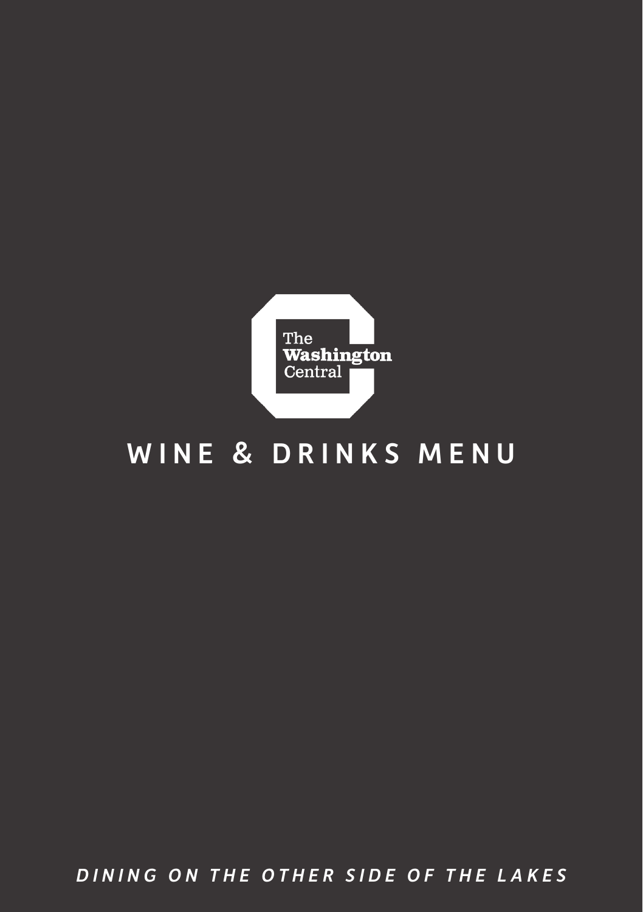The Washington Central

# WINE & DRINKS MENU

*DINING ON THE OTHER SIDE OF THE LAKES*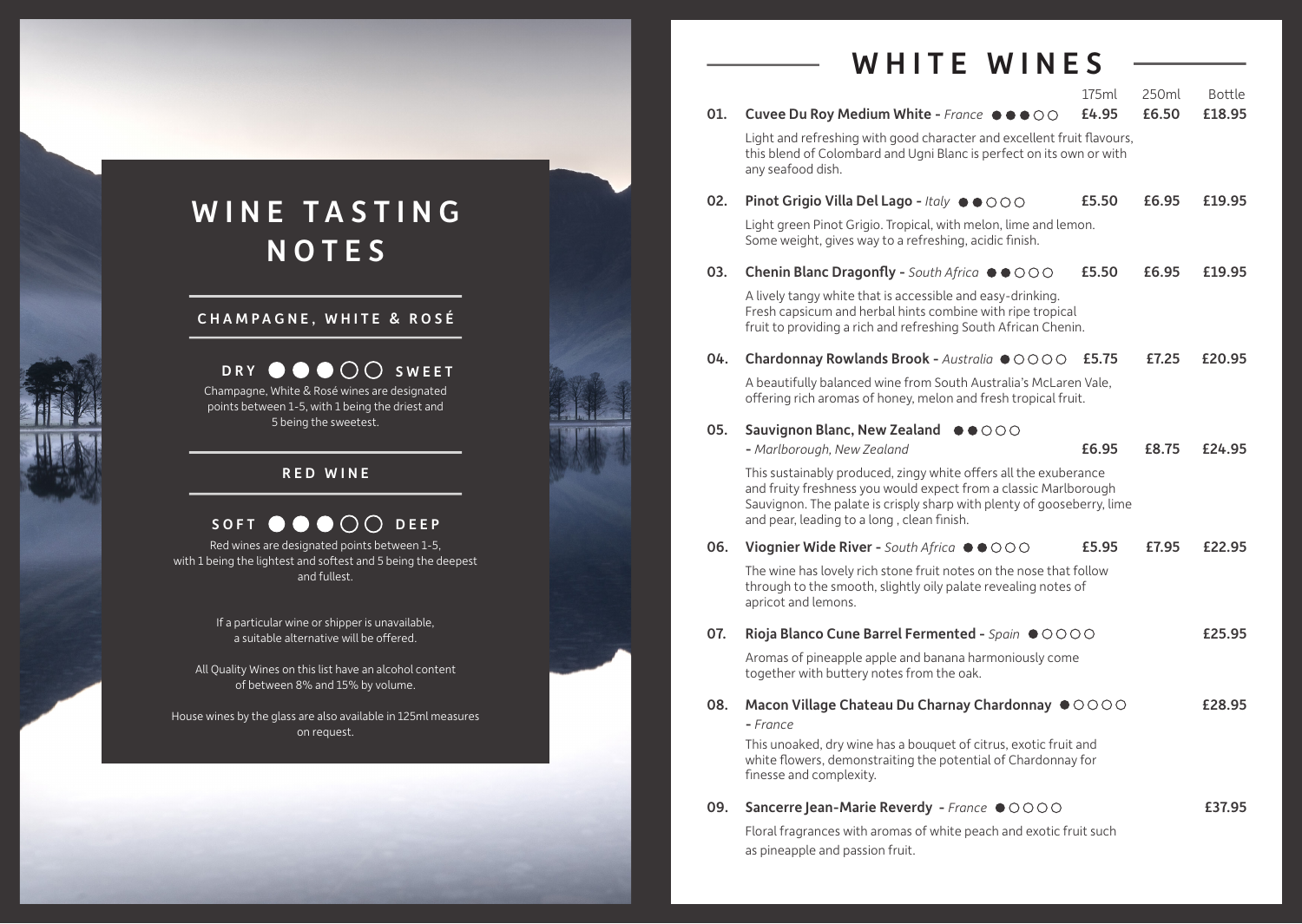# WINE TASTING NOTES

## CHAMPAGNE, WHITE & ROSÉ

**DRY ●●●○○ SWEET**

Champagne, White & Rosé wines are designated points between 1-5, with 1 being the driest and 5 being the sweetest.

## RED WINE

**SOFT ●●●○○ DEEP**

Red wines are designated points between 1-5, with 1 being the lightest and softest and 5 being the deepest and fullest.

If a particular wine or shipper is unavailable, a suitable alternative will be offered.

All Quality Wines on this list have an alcohol content of between 8% and 15% by volume.

House wines by the glass are also available in 125ml measures on request.

# WHITE WINES

| | | 175ml | 250ml | Bottle |
|---|---|---|---|---|
| 01. | **Cuvee Du Roy Medium White -** *France* ●●●○○ | £4.95 | £6.50 | £18.95 |

Light and refreshing with good character and excellent fruit flavours, this blend of Colombard and Ugni Blanc is perfect on its own or with any seafood dish.

| | | 175ml | 250ml | Bottle |
|---|---|---|---|---|
| 02. | **Pinot Grigio Villa Del Lago -** *Italy* ●●○○○ | £5.50 | £6.95 | £19.95 |

Light green Pinot Grigio. Tropical, with melon, lime and lemon. Some weight, gives way to a refreshing, acidic finish.

| | | 175ml | 250ml | Bottle |
|---|---|---|---|---|
| 03. | **Chenin Blanc Dragonfly -** *South Africa* ●●○○○ | £5.50 | £6.95 | £19.95 |

A lively tangy white that is accessible and easy-drinking. Fresh capsicum and herbal hints combine with ripe tropical fruit to providing a rich and refreshing South African Chenin.

| | | 175ml | 250ml | Bottle |
|---|---|---|---|---|
| 04. | **Chardonnay Rowlands Brook -** *Australia* ●○○○○ | £5.75 | £7.25 | £20.95 |

A beautifully balanced wine from South Australia's McLaren Vale, offering rich aromas of honey, melon and fresh tropical fruit.

| | | 175ml | 250ml | Bottle |
|---|---|---|---|---|
| 05. | **Sauvignon Blanc, New Zealand** ●●○○○ - *Marlborough, New Zealand* | £6.95 | £8.75 | £24.95 |

This sustainably produced, zingy white offers all the exuberance and fruity freshness you would expect from a classic Marlborough Sauvignon. The palate is crisply sharp with plenty of gooseberry, lime and pear, leading to a long , clean finish.

| | | 175ml | 250ml | Bottle |
|---|---|---|---|---|
| 06. | **Viognier Wide River -** *South Africa* ●●○○○ | £5.95 | £7.95 | £22.95 |

The wine has lovely rich stone fruit notes on the nose that follow through to the smooth, slightly oily palate revealing notes of apricot and lemons.

| | | 175ml | 250ml | Bottle |
|---|---|---|---|---|
| 07. | **Rioja Blanco Cune Barrel Fermented -** *Spain* ●○○○○ | | | £25.95 |

Aromas of pineapple apple and banana harmoniously come together with buttery notes from the oak.

| | | 175ml | 250ml | Bottle |
|---|---|---|---|---|
| 08. | **Macon Village Chateau Du Charnay Chardonnay** ●○○○○ - *France* | | | £28.95 |

This unoaked, dry wine has a bouquet of citrus, exotic fruit and white flowers, demonstraiting the potential of Chardonnay for finesse and complexity.

| | | 175ml | 250ml | Bottle |
|---|---|---|---|---|
| 09. | **Sancerre Jean-Marie Reverdy -** *France* ●○○○○ | | | £37.95 |

Floral fragrances with aromas of white peach and exotic fruit such as pineapple and passion fruit.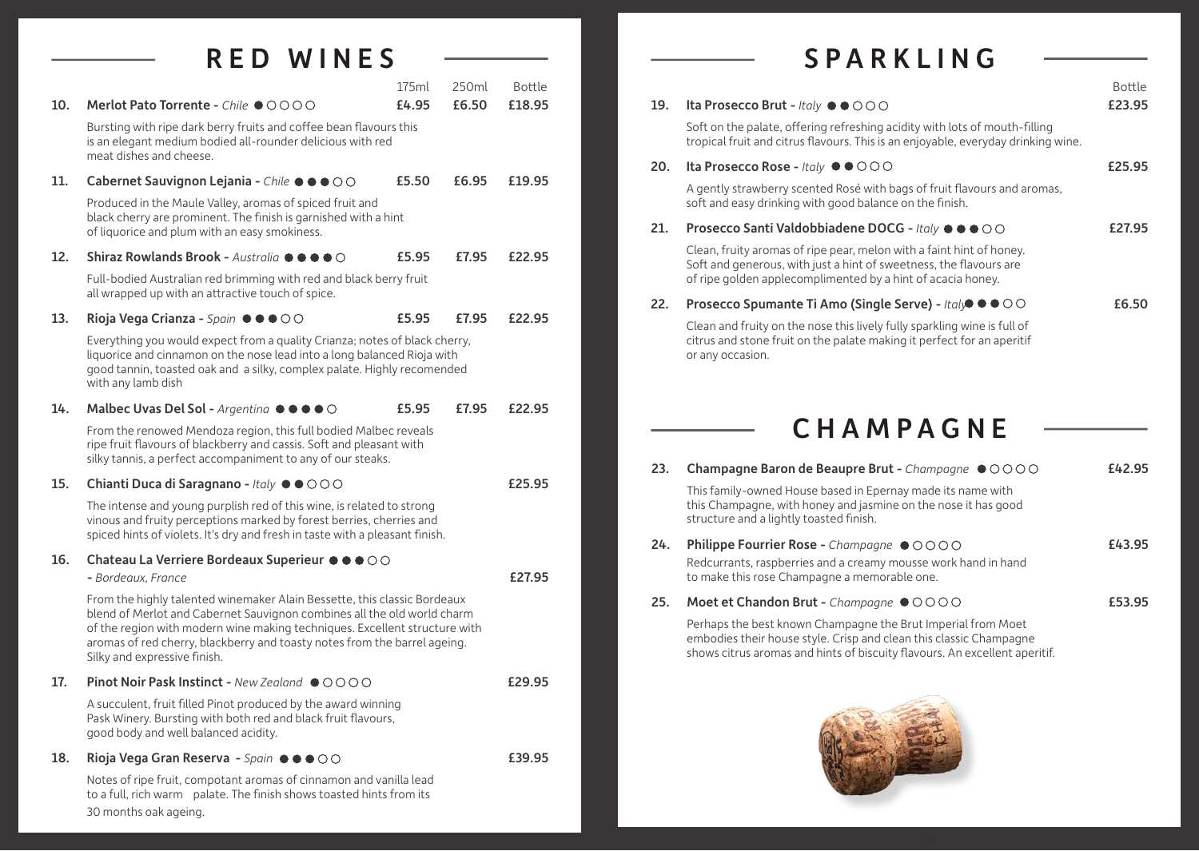## RED WINES

| | | 175ml | 250ml | Bottle |
|---|---|---|---|---|
| 10. | **Merlot Pato Torrente** - *Chile* ●○○○○ | £4.95 | £6.50 | £18.95 |
| | Bursting with ripe dark berry fruits and coffee bean flavours this is an elegant medium bodied all-rounder delicious with red meat dishes and cheese. | | | |
| 11. | **Cabernet Sauvignon Lejania** - *Chile* ●●●○○ | £5.50 | £6.95 | £19.95 |
| | Produced in the Maule Valley, aromas of spiced fruit and black cherry are prominent. The finish is garnished with a hint of liquorice and plum with an easy smokiness. | | | |
| 12. | **Shiraz Rowlands Brook** - *Australia* ●●●●○ | £5.95 | £7.95 | £22.95 |
| | Full-bodied Australian red brimming with red and black berry fruit all wrapped up with an attractive touch of spice. | | | |
| 13. | **Rioja Vega Crianza** - *Spain* ●●●○○ | £5.95 | £7.95 | £22.95 |
| | Everything you would expect from a quality Crianza; notes of black cherry, liquorice and cinnamon on the nose lead into a long balanced Rioja with good tannin, toasted oak and a silky, complex palate. Highly recomended with any lamb dish | | | |
| 14. | **Malbec Uvas Del Sol** - *Argentina* ●●●●○ | £5.95 | £7.95 | £22.95 |
| | From the renowed Mendoza region, this full bodied Malbec reveals ripe fruit flavours of blackberry and cassis. Soft and pleasant with silky tannis, a perfect accompaniment to any of our steaks. | | | |
| 15. | **Chianti Duca di Saragnano** - *Italy* ●●○○○ | | | £25.95 |
| | The intense and young purplish red of this wine, is related to strong vinous and fruity perceptions marked by forest berries, cherries and spiced hints of violets. It's dry and fresh in taste with a pleasant finish. | | | |
| 16. | **Chateau La Verriere Bordeaux Superieur** ●●●○○ - *Bordeaux, France* | | | £27.95 |
| | From the highly talented winemaker Alain Bessette, this classic Bordeaux blend of Merlot and Cabernet Sauvignon combines all the old world charm of the region with modern wine making techniques. Excellent structure with aromas of red cherry, blackberry and toasty notes from the barrel ageing. Silky and expressive finish. | | | |
| 17. | **Pinot Noir Pask Instinct** - *New Zealand* ●○○○○ | | | £29.95 |
| | A succulent, fruit filled Pinot produced by the award winning Pask Winery. Bursting with both red and black fruit flavours, good body and well balanced acidity. | | | |
| 18. | **Rioja Vega Gran Reserva** - *Spain* ●●●○○ | | | £39.95 |
| | Notes of ripe fruit, compotant aromas of cinnamon and vanilla lead to a full, rich warm palate. The finish shows toasted hints from its 30 months oak ageing. | | | |

## SPARKLING

| | | Bottle |
|---|---|---|
| 19. | **Ita Prosecco Brut** - *Italy* ●●○○○ | £23.95 |
| | Soft on the palate, offering refreshing acidity with lots of mouth-filling tropical fruit and citrus flavours. This is an enjoyable, everyday drinking wine. | |
| 20. | **Ita Prosecco Rose** - *Italy* ●●○○○ | £25.95 |
| | A gently strawberry scented Rosé with bags of fruit flavours and aromas, soft and easy drinking with good balance on the finish. | |
| 21. | **Prosecco Santi Valdobbiadene DOCG** - *Italy* ●●●○○ | £27.95 |
| | Clean, fruity aromas of ripe pear, melon with a faint hint of honey. Soft and generous, with just a hint of sweetness, the flavours are of ripe golden applecomplimented by a hint of acacia honey. | |
| 22. | **Prosecco Spumante Ti Amo (Single Serve)** - *Italy* ●●●○○ | £6.50 |
| | Clean and fruity on the nose this lively fully sparkling wine is full of citrus and stone fruit on the palate making it perfect for an aperitif or any occasion. | |

## CHAMPAGNE

| | | |
|---|---|---|
| 23. | **Champagne Baron de Beaupre Brut** - *Champagne* ●○○○○ | £42.95 |
| | This family-owned House based in Epernay made its name with this Champagne, with honey and jasmine on the nose it has good structure and a lightly toasted finish. | |
| 24. | **Philippe Fourrier Rose** - *Champagne* ●○○○○ | £43.95 |
| | Redcurrants, raspberries and a creamy mousse work hand in hand to make this rose Champagne a memorable one. | |
| 25. | **Moet et Chandon Brut** - *Champagne* ●○○○○ | £53.95 |
| | Perhaps the best known Champagne the Brut Imperial from Moet embodies their house style. Crisp and clean this classic Champagne shows citrus aromas and hints of biscuity flavours. An excellent aperitif. | |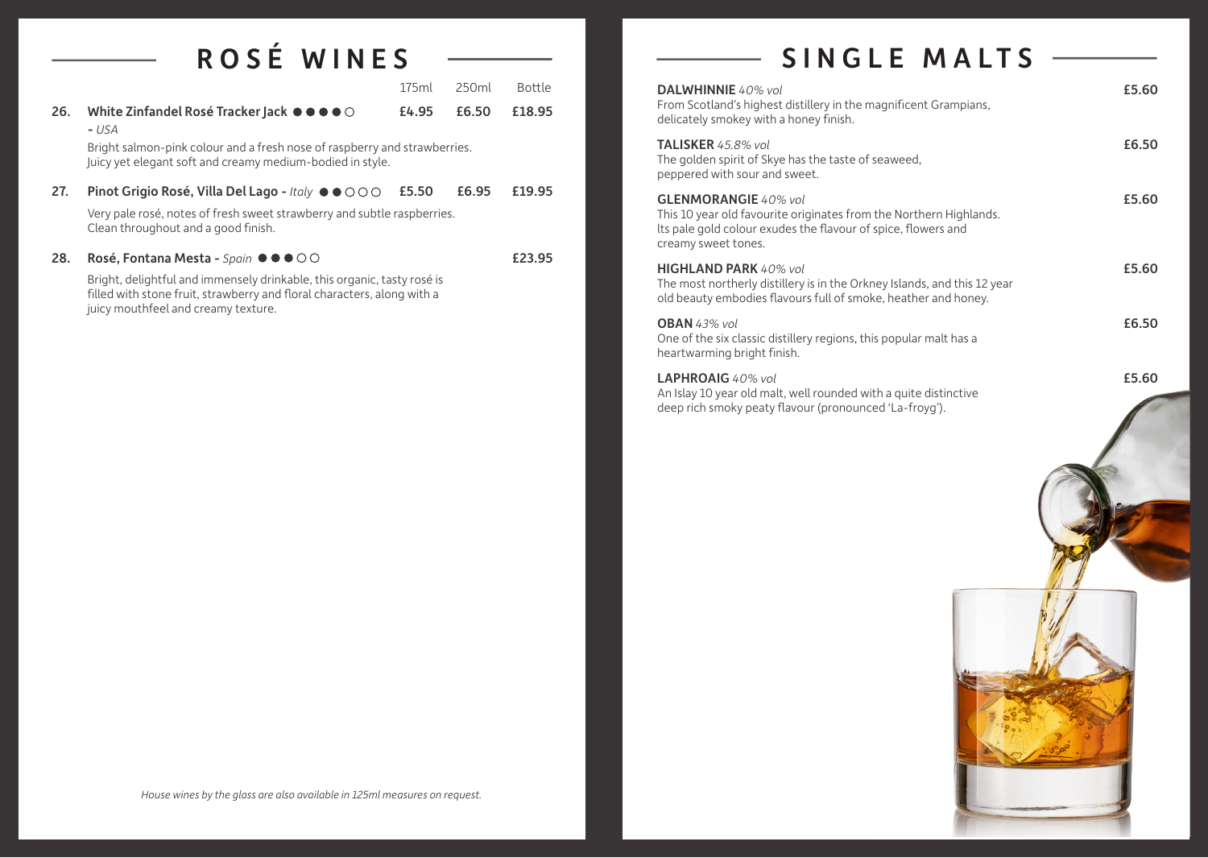# ROSÉ WINES

| | | 175ml | 250ml | Bottle |
|---|---|---|---|---|
| **26.** | **White Zinfandel Rosé Tracker Jack** ●●●●○ - *USA* | **£4.95** | **£6.50** | **£18.95** |
| | Bright salmon-pink colour and a fresh nose of raspberry and strawberries. Juicy yet elegant soft and creamy medium-bodied in style. | | | |
| **27.** | **Pinot Grigio Rosé, Villa Del Lago** - *Italy* ●●○○○ | **£5.50** | **£6.95** | **£19.95** |
| | Very pale rosé, notes of fresh sweet strawberry and subtle raspberries. Clean throughout and a good finish. | | | |
| **28.** | **Rosé, Fontana Mesta** - *Spain* ●●●○○ | | | **£23.95** |
| | Bright, delightful and immensely drinkable, this organic, tasty rosé is filled with stone fruit, strawberry and floral characters, along with a juicy mouthfeel and creamy texture. | | | |

*House wines by the glass are also available in 125ml measures on request.*

# SINGLE MALTS

**DALWHINNIE** *40% vol* — **£5.60**
From Scotland's highest distillery in the magnificent Grampians, delicately smokey with a honey finish.

**TALISKER** *45.8% vol* — **£6.50**
The golden spirit of Skye has the taste of seaweed, peppered with sour and sweet.

**GLENMORANGIE** *40% vol* — **£5.60**
This 10 year old favourite originates from the Northern Highlands. Its pale gold colour exudes the flavour of spice, flowers and creamy sweet tones.

**HIGHLAND PARK** *40% vol* — **£5.60**
The most northerly distillery is in the Orkney Islands, and this 12 year old beauty embodies flavours full of smoke, heather and honey.

**OBAN** *43% vol* — **£6.50**
One of the six classic distillery regions, this popular malt has a heartwarming bright finish.

**LAPHROAIG** *40% vol* — **£5.60**
An Islay 10 year old malt, well rounded with a quite distinctive deep rich smoky peaty flavour (pronounced 'La-froyg').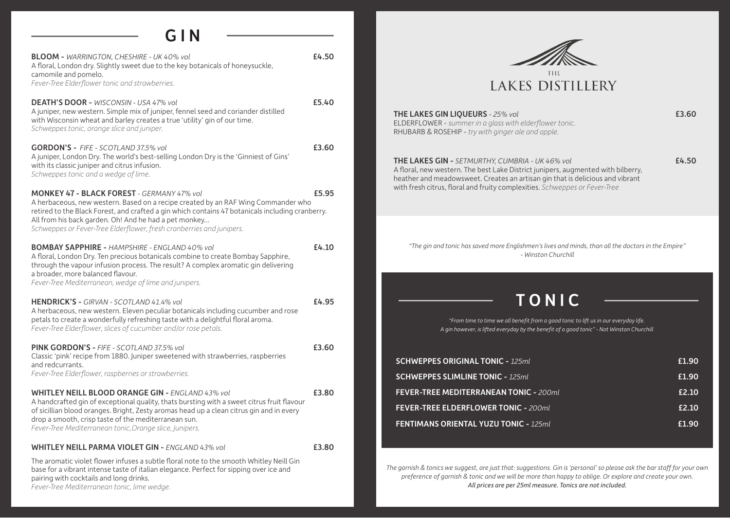## GIN

**BLOOM -** *WARRINGTON, CHESHIRE - UK 40% vol* **£4.50**
A floral, London dry. Slightly sweet due to the key botanicals of honeysuckle, camomile and pomelo.
*Fever-Tree Elderflower tonic and strawberries.*

**DEATH'S DOOR -** *WISCONSIN - USA 47% vol* **£5.40**
A juniper, new western. Simple mix of juniper, fennel seed and coriander distilled with Wisconsin wheat and barley creates a true 'utility' gin of our time.
*Schweppes tonic, orange slice and juniper.*

**GORDON'S -** *FIFE - SCOTLAND 37.5% vol* **£3.60**
A juniper, London Dry. The world's best-selling London Dry is the 'Ginniest of Gins' with its classic juniper and citrus infusion.
*Schweppes tonic and a wedge of lime.*

**MONKEY 47 - BLACK FOREST** *- GERMANY 47% vol* **£5.95**
A herbaceous, new western. Based on a recipe created by an RAF Wing Commander who retired to the Black Forest, and crafted a gin which contains 47 botanicals including cranberry. All from his back garden. Oh! And he had a pet monkey...
*Schweppes or Fever-Tree Elderflower, fresh cranberries and junipers.*

**BOMBAY SAPPHIRE -** *HAMPSHIRE - ENGLAND 40% vol* **£4.10**
A floral, London Dry. Ten precious botanicals combine to create Bombay Sapphire, through the vapour infusion process. The result? A complex aromatic gin delivering a broader, more balanced flavour.
*Fever-Tree Mediterranean, wedge of lime and junipers.*

**HENDRICK'S -** *GIRVAN - SCOTLAND 41.4% vol* **£4.95**
A herbaceous, new western. Eleven peculiar botanicals including cucumber and rose petals to create a wonderfully refreshing taste with a delightful floral aroma.
*Fever-Tree Elderflower, slices of cucumber and/or rose petals.*

**PINK GORDON'S -** *FIFE - SCOTLAND 37.5% vol* **£3.60**
Classic 'pink' recipe from 1880. Juniper sweetened with strawberries, raspberries and redcurrants.
*Fever-Tree Elderflower, raspberries or strawberries.*

**WHITLEY NEILL BLOOD ORANGE GIN -** *ENGLAND 43% vol* **£3.80**
A handcrafted gin of exceptional quality, thats bursting with a sweet citrus fruit flavour of sicillian blood oranges. Bright, Zesty aromas head up a clean citrus gin and in every drop a smooth, crisp taste of the mediterranean sun.
*Fever-Tree Mediterranean tonic,Orange slice, Junipers.*

**WHITLEY NEILL PARMA VIOLET GIN -** *ENGLAND 43% vol* **£3.80**
The aromatic violet flower infuses a subtle floral note to the smooth Whitley Neill Gin base for a vibrant intense taste of italian elegance. Perfect for sipping over ice and pairing with cocktails and long drinks.
*Fever-Tree Mediterranean tonic, lime wedge.*

## THE LAKES DISTILLERY

**THE LAKES GIN LIQUEURS** *- 25% vol* **£3.60**
ELDERFLOWER - *summer in a glass with elderflower tonic.*
RHUBARB & ROSEHIP - *try with ginger ale and apple.*

**THE LAKES GIN -** *SETMURTHY, CUMBRIA - UK 46% vol* **£4.50**
A floral, new western. The best Lake District junipers, augmented with bilberry, heather and meadowsweet. Creates an artisan gin that is delicious and vibrant with fresh citrus, floral and fruity complexities. *Schweppes or Fever-Tree*

*"The gin and tonic has saved more Englishmen's lives and minds, than all the doctors in the Empire" - Winston Churchill*

## TONIC

*"From time to time we all benefit from a good tonic to lift us in our everyday life. A gin however, is lifted everyday by the benefit of a good tonic" - Not Winston Churchill*

| Tonic | Price |
|---|---|
| **SCHWEPPES ORIGINAL TONIC -** *125ml* | **£1.90** |
| **SCHWEPPES SLIMLINE TONIC -** *125ml* | **£1.90** |
| **FEVER-TREE MEDITERRANEAN TONIC -** *200ml* | **£2.10** |
| **FEVER-TREE ELDERFLOWER TONIC -** *200ml* | **£2.10** |
| **FENTIMANS ORIENTAL YUZU TONIC -** *125ml* | **£1.90** |

*The garnish & tonics we suggest, are just that: suggestions. Gin is 'personal' so please ask the bar staff for your own preference of garnish & tonic and we will be more than happy to oblige. Or explore and create your own.*
***All prices are per 25ml measure. Tonics are not included.***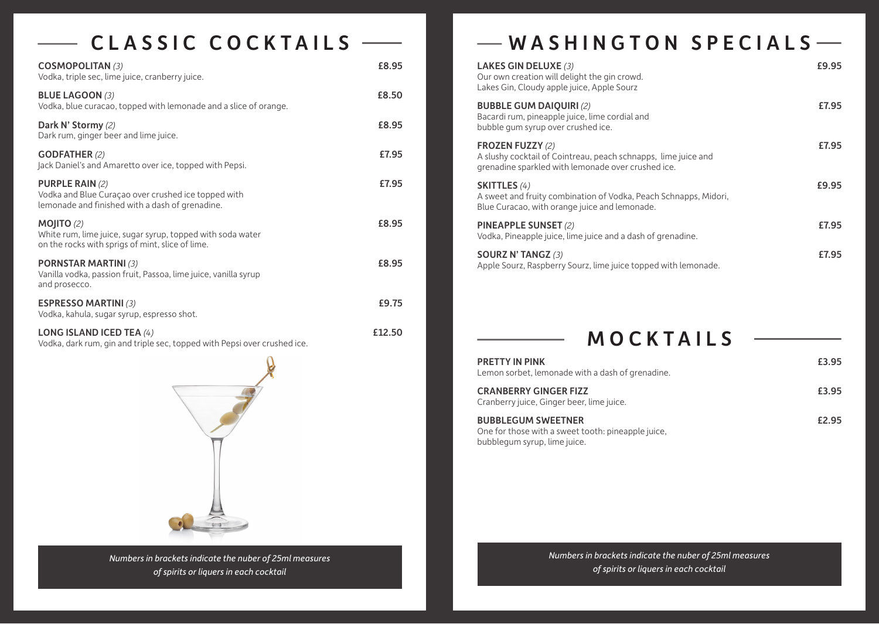## CLASSIC COCKTAILS

**COSMOPOLITAN** *(3)* — £8.95
Vodka, triple sec, lime juice, cranberry juice.

**BLUE LAGOON** *(3)* — £8.50
Vodka, blue curacao, topped with lemonade and a slice of orange.

**Dark N' Stormy** *(2)* — £8.95
Dark rum, ginger beer and lime juice.

**GODFATHER** *(2)* — £7.95
Jack Daniel's and Amaretto over ice, topped with Pepsi.

**PURPLE RAIN** *(2)* — £7.95
Vodka and Blue Curaçao over crushed ice topped with lemonade and finished with a dash of grenadine.

**MOJITO** *(2)* — £8.95
White rum, lime juice, sugar syrup, topped with soda water on the rocks with sprigs of mint, slice of lime.

**PORNSTAR MARTINI** *(3)* — £8.95
Vanilla vodka, passion fruit, Passoa, lime juice, vanilla syrup and prosecco.

**ESPRESSO MARTINI** *(3)* — £9.75
Vodka, kahula, sugar syrup, espresso shot.

**LONG ISLAND ICED TEA** *(4)* — £12.50
Vodka, dark rum, gin and triple sec, topped with Pepsi over crushed ice.

*Numbers in brackets indicate the nuber of 25ml measures of spirits or liquers in each cocktail*

## WASHINGTON SPECIALS

**LAKES GIN DELUXE** *(3)* — £9.95
Our own creation will delight the gin crowd.
Lakes Gin, Cloudy apple juice, Apple Sourz

**BUBBLE GUM DAIQUIRI** *(2)* — £7.95
Bacardi rum, pineapple juice, lime cordial and bubble gum syrup over crushed ice.

**FROZEN FUZZY** *(2)* — £7.95
A slushy cocktail of Cointreau, peach schnapps, lime juice and grenadine sparkled with lemonade over crushed ice.

**SKITTLES** *(4)* — £9.95
A sweet and fruity combination of Vodka, Peach Schnapps, Midori, Blue Curacao, with orange juice and lemonade.

**PINEAPPLE SUNSET** *(2)* — £7.95
Vodka, Pineapple juice, lime juice and a dash of grenadine.

**SOURZ N' TANGZ** *(3)* — £7.95
Apple Sourz, Raspberry Sourz, lime juice topped with lemonade.

## MOCKTAILS

**PRETTY IN PINK** — £3.95
Lemon sorbet, lemonade with a dash of grenadine.

**CRANBERRY GINGER FIZZ** — £3.95
Cranberry juice, Ginger beer, lime juice.

**BUBBLEGUM SWEETNER** — £2.95
One for those with a sweet tooth: pineapple juice, bubblegum syrup, lime juice.

*Numbers in brackets indicate the nuber of 25ml measures of spirits or liquers in each cocktail*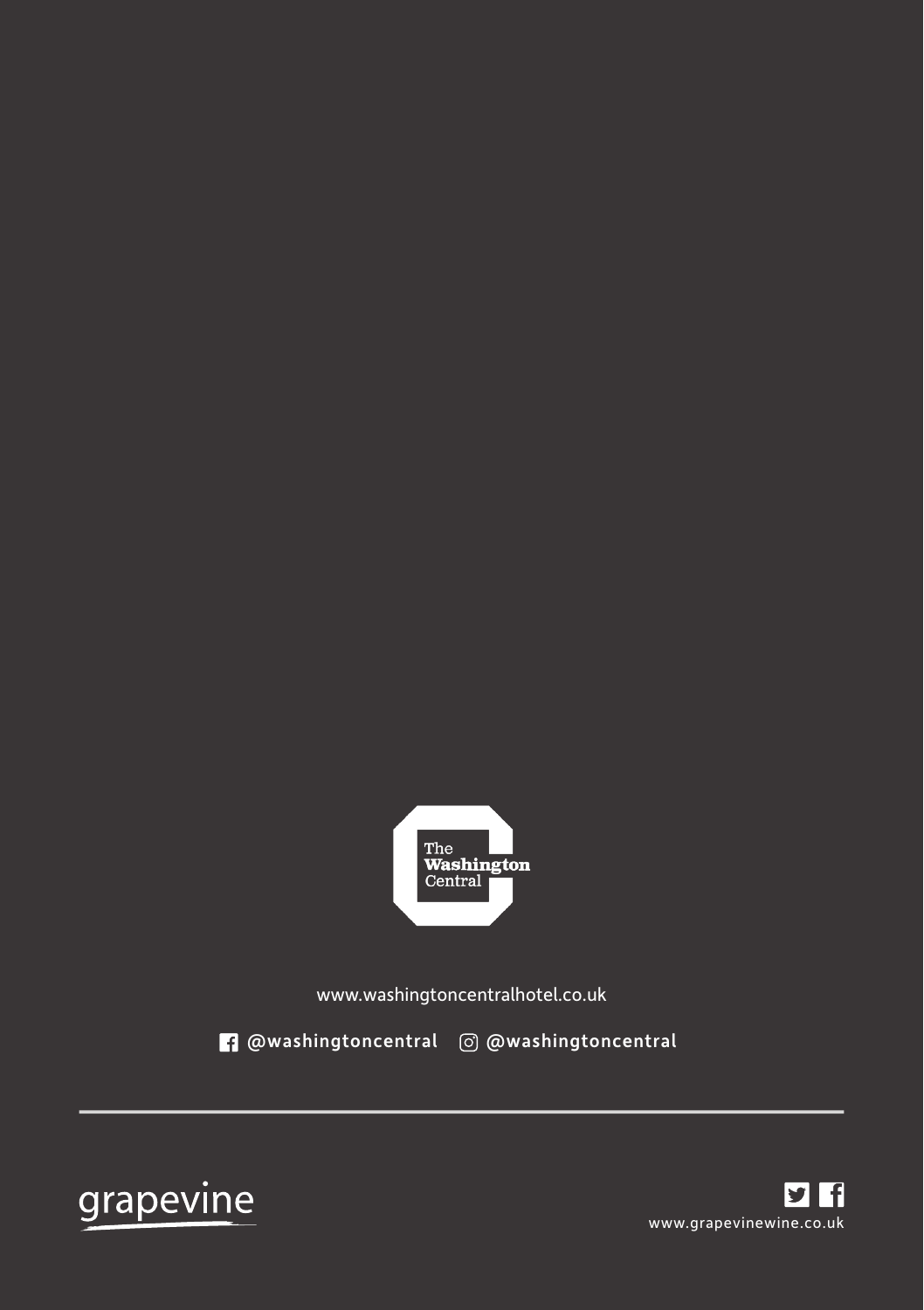The Washington Central

www.washingtoncentralhotel.co.uk

@washingtoncentral @washingtoncentral

grapevine

www.grapevinewine.co.uk